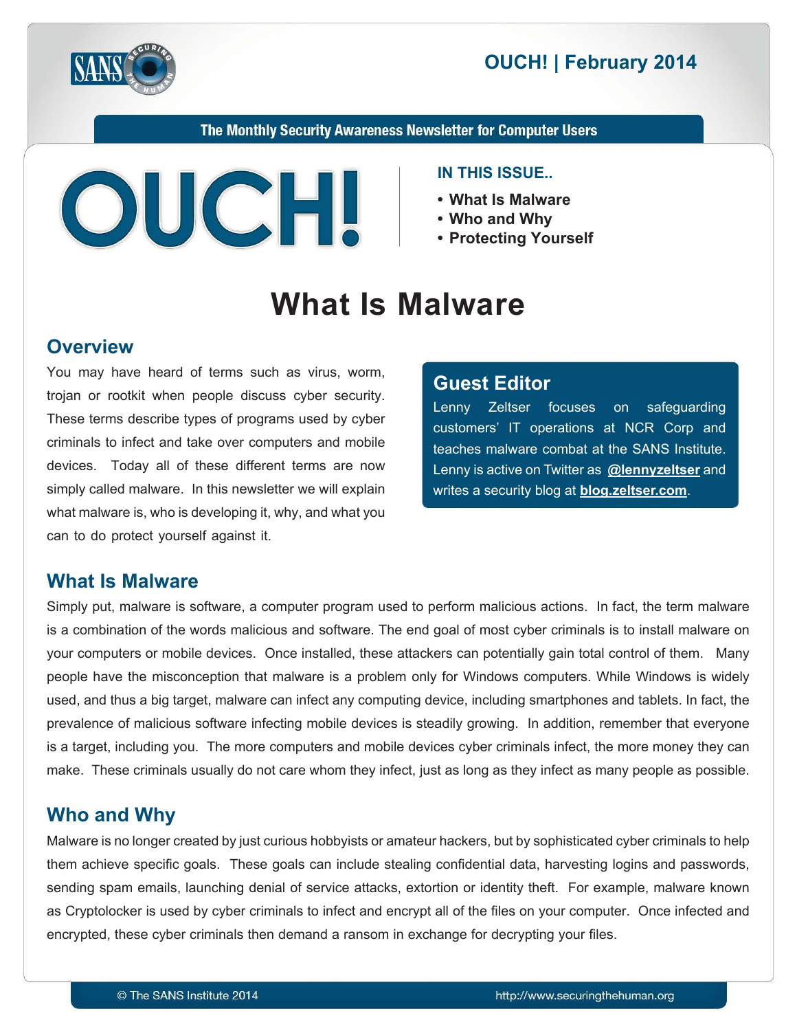# OUCH! | February 2014

The Monthly Security Awareness Newsletter for Computer Users

**IN THIS ISSUE..**

- What Is Malware
- Who and Why
- Protecting Yourself

# What Is Malware

## Overview

You may have heard of terms such as virus, worm, trojan or rootkit when people discuss cyber security. These terms describe types of programs used by cyber criminals to infect and take over computers and mobile devices. Today all of these different terms are now simply called malware. In this newsletter we will explain what malware is, who is developing it, why, and what you can to do protect yourself against it.

## Guest Editor

Lenny Zeltser focuses on safeguarding customers' IT operations at NCR Corp and teaches malware combat at the SANS Institute. Lenny is active on Twitter as **@lennyzeltser** and writes a security blog at **blog.zeltser.com**.

## What Is Malware

Simply put, malware is software, a computer program used to perform malicious actions. In fact, the term malware is a combination of the words malicious and software. The end goal of most cyber criminals is to install malware on your computers or mobile devices. Once installed, these attackers can potentially gain total control of them. Many people have the misconception that malware is a problem only for Windows computers. While Windows is widely used, and thus a big target, malware can infect any computing device, including smartphones and tablets. In fact, the prevalence of malicious software infecting mobile devices is steadily growing. In addition, remember that everyone is a target, including you. The more computers and mobile devices cyber criminals infect, the more money they can make. These criminals usually do not care whom they infect, just as long as they infect as many people as possible.

## Who and Why

Malware is no longer created by just curious hobbyists or amateur hackers, but by sophisticated cyber criminals to help them achieve specific goals. These goals can include stealing confidential data, harvesting logins and passwords, sending spam emails, launching denial of service attacks, extortion or identity theft. For example, malware known as Cryptolocker is used by cyber criminals to infect and encrypt all of the files on your computer. Once infected and encrypted, these cyber criminals then demand a ransom in exchange for decrypting your files.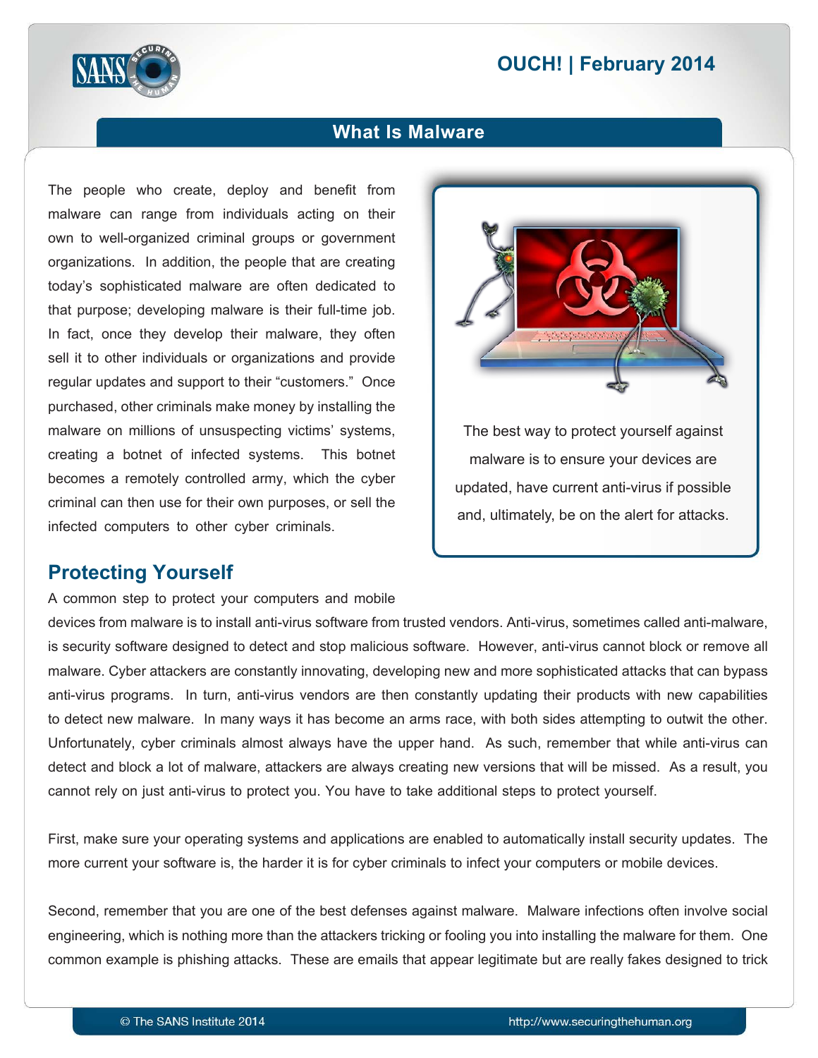## What Is Malware

The people who create, deploy and benefit from malware can range from individuals acting on their own to well-organized criminal groups or government organizations. In addition, the people that are creating today's sophisticated malware are often dedicated to that purpose; developing malware is their full-time job. In fact, once they develop their malware, they often sell it to other individuals or organizations and provide regular updates and support to their "customers." Once purchased, other criminals make money by installing the malware on millions of unsuspecting victims' systems, creating a botnet of infected systems. This botnet becomes a remotely controlled army, which the cyber criminal can then use for their own purposes, or sell the infected computers to other cyber criminals.

The best way to protect yourself against malware is to ensure your devices are updated, have current anti-virus if possible and, ultimately, be on the alert for attacks.

### Protecting Yourself

A common step to protect your computers and mobile devices from malware is to install anti-virus software from trusted vendors. Anti-virus, sometimes called anti-malware, is security software designed to detect and stop malicious software. However, anti-virus cannot block or remove all malware. Cyber attackers are constantly innovating, developing new and more sophisticated attacks that can bypass anti-virus programs. In turn, anti-virus vendors are then constantly updating their products with new capabilities to detect new malware. In many ways it has become an arms race, with both sides attempting to outwit the other. Unfortunately, cyber criminals almost always have the upper hand. As such, remember that while anti-virus can detect and block a lot of malware, attackers are always creating new versions that will be missed. As a result, you cannot rely on just anti-virus to protect you. You have to take additional steps to protect yourself.

First, make sure your operating systems and applications are enabled to automatically install security updates. The more current your software is, the harder it is for cyber criminals to infect your computers or mobile devices.

Second, remember that you are one of the best defenses against malware. Malware infections often involve social engineering, which is nothing more than the attackers tricking or fooling you into installing the malware for them. One common example is phishing attacks. These are emails that appear legitimate but are really fakes designed to trick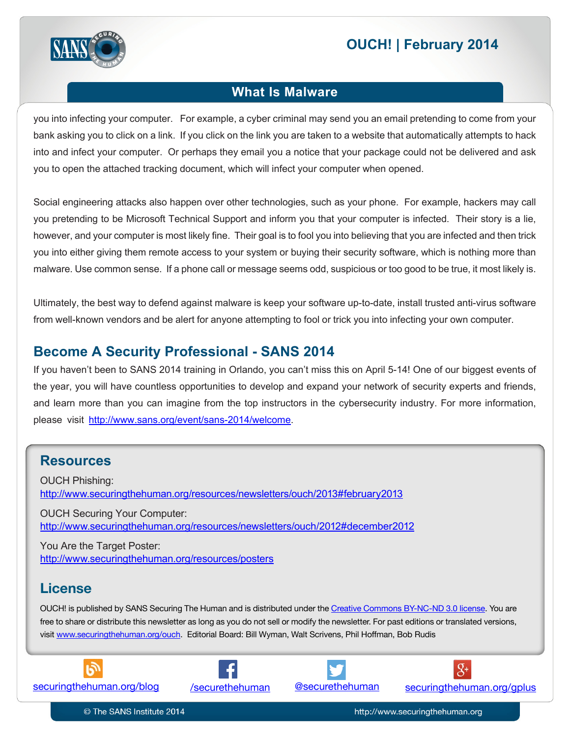you into infecting your computer. For example, a cyber criminal may send you an email pretending to come from your bank asking you to click on a link. If you click on the link you are taken to a website that automatically attempts to hack into and infect your computer. Or perhaps they email you a notice that your package could not be delivered and ask you to open the attached tracking document, which will infect your computer when opened.

Social engineering attacks also happen over other technologies, such as your phone. For example, hackers may call you pretending to be Microsoft Technical Support and inform you that your computer is infected. Their story is a lie, however, and your computer is most likely fine. Their goal is to fool you into believing that you are infected and then trick you into either giving them remote access to your system or buying their security software, which is nothing more than malware. Use common sense. If a phone call or message seems odd, suspicious or too good to be true, it most likely is.

Ultimately, the best way to defend against malware is keep your software up-to-date, install trusted anti-virus software from well-known vendors and be alert for anyone attempting to fool or trick you into infecting your own computer.

## Become A Security Professional - SANS 2014

If you haven't been to SANS 2014 training in Orlando, you can't miss this on April 5-14! One of our biggest events of the year, you will have countless opportunities to develop and expand your network of security experts and friends, and learn more than you can imagine from the top instructors in the cybersecurity industry. For more information, please visit http://www.sans.org/event/sans-2014/welcome.

## Resources

OUCH Phishing:
http://www.securingthehuman.org/resources/newsletters/ouch/2013#february2013

OUCH Securing Your Computer:
http://www.securingthehuman.org/resources/newsletters/ouch/2012#december2012

You Are the Target Poster:
http://www.securingthehuman.org/resources/posters

## License

OUCH! is published by SANS Securing The Human and is distributed under the Creative Commons BY-NC-ND 3.0 license. You are free to share or distribute this newsletter as long as you do not sell or modify the newsletter. For past editions or translated versions, visit www.securingthehuman.org/ouch. Editorial Board: Bill Wyman, Walt Scrivens, Phil Hoffman, Bob Rudis

securingthehuman.org/blog | /securethehuman | @securethehuman | securingthehuman.org/gplus